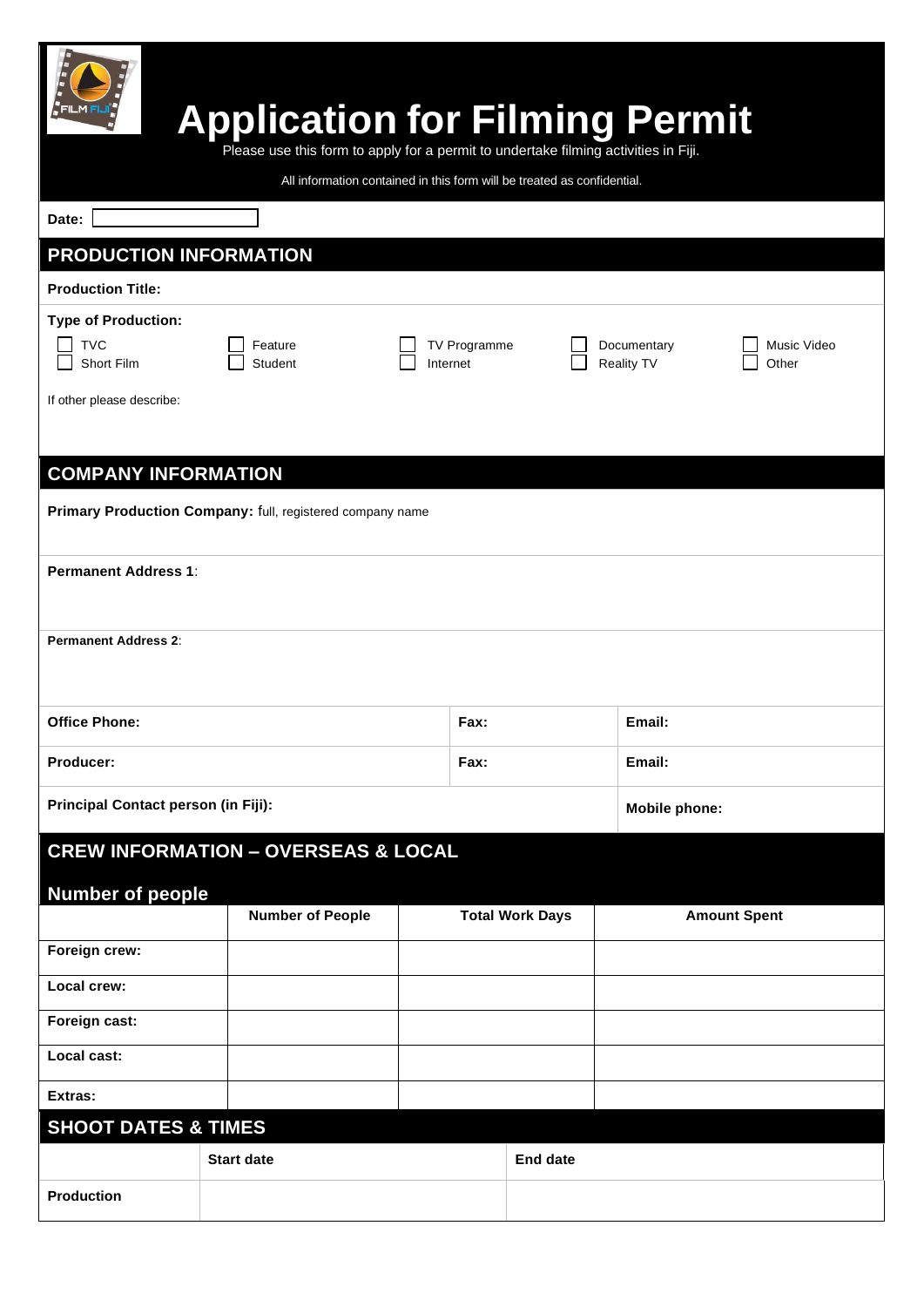# Application for Filming Permit

Please use this form to apply for a permit to undertake filming activities in Fiji.

All information contained in this form will be treated as confidential.

**Date:** ____________

## PRODUCTION INFORMATION

**Production Title:**

**Type of Production:**

| | | | | |
|---|---|---|---|---|
| ☐ TVC | ☐ Feature | ☐ TV Programme | ☐ Documentary | ☐ Music Video |
| ☐ Short Film | ☐ Student | ☐ Internet | ☐ Reality TV | ☐ Other |

If other please describe:

## COMPANY INFORMATION

**Primary Production Company:** full, registered company name

**Permanent Address 1**:

**Permanent Address 2**:

| | | |
|---|---|---|
| **Office Phone:** | **Fax:** | **Email:** |
| **Producer:** | **Fax:** | **Email:** |
| **Principal Contact person (in Fiji):** | | **Mobile phone:** |

## CREW INFORMATION – OVERSEAS & LOCAL

### Number of people

| | Number of People | Total Work Days | Amount Spent |
|---|---|---|---|
| **Foreign crew:** | | | |
| **Local crew:** | | | |
| **Foreign cast:** | | | |
| **Local cast:** | | | |
| **Extras:** | | | |

## SHOOT DATES & TIMES

| | Start date | End date |
|---|---|---|
| **Production** | | |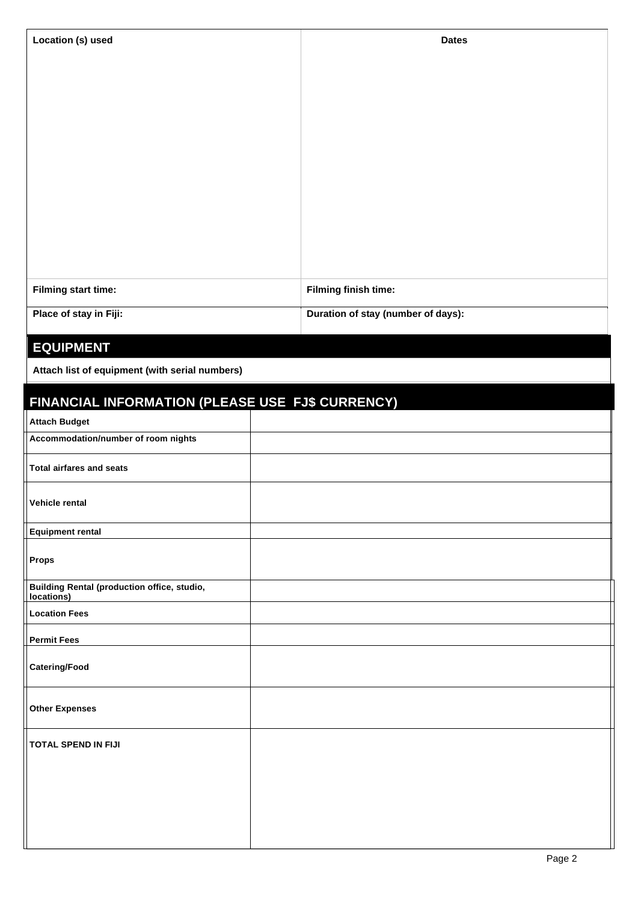| Location (s) used | Dates |
| --- | --- |
| | |
| Filming start time: | Filming finish time: |
| Place of stay in Fiji: | Duration of stay (number of days): |

## EQUIPMENT

**Attach list of equipment (with serial numbers)**

## FINANCIAL INFORMATION (PLEASE USE FJ$ CURRENCY)

| | |
| --- | --- |
| **Attach Budget** | |
| **Accommodation/number of room nights** | |
| **Total airfares and seats** | |
| **Vehicle rental** | |
| **Equipment rental** | |
| **Props** | |
| **Building Rental (production office, studio, locations)** | |
| **Location Fees** | |
| **Permit Fees** | |
| **Catering/Food** | |
| **Other Expenses** | |
| **TOTAL SPEND IN FIJI** | |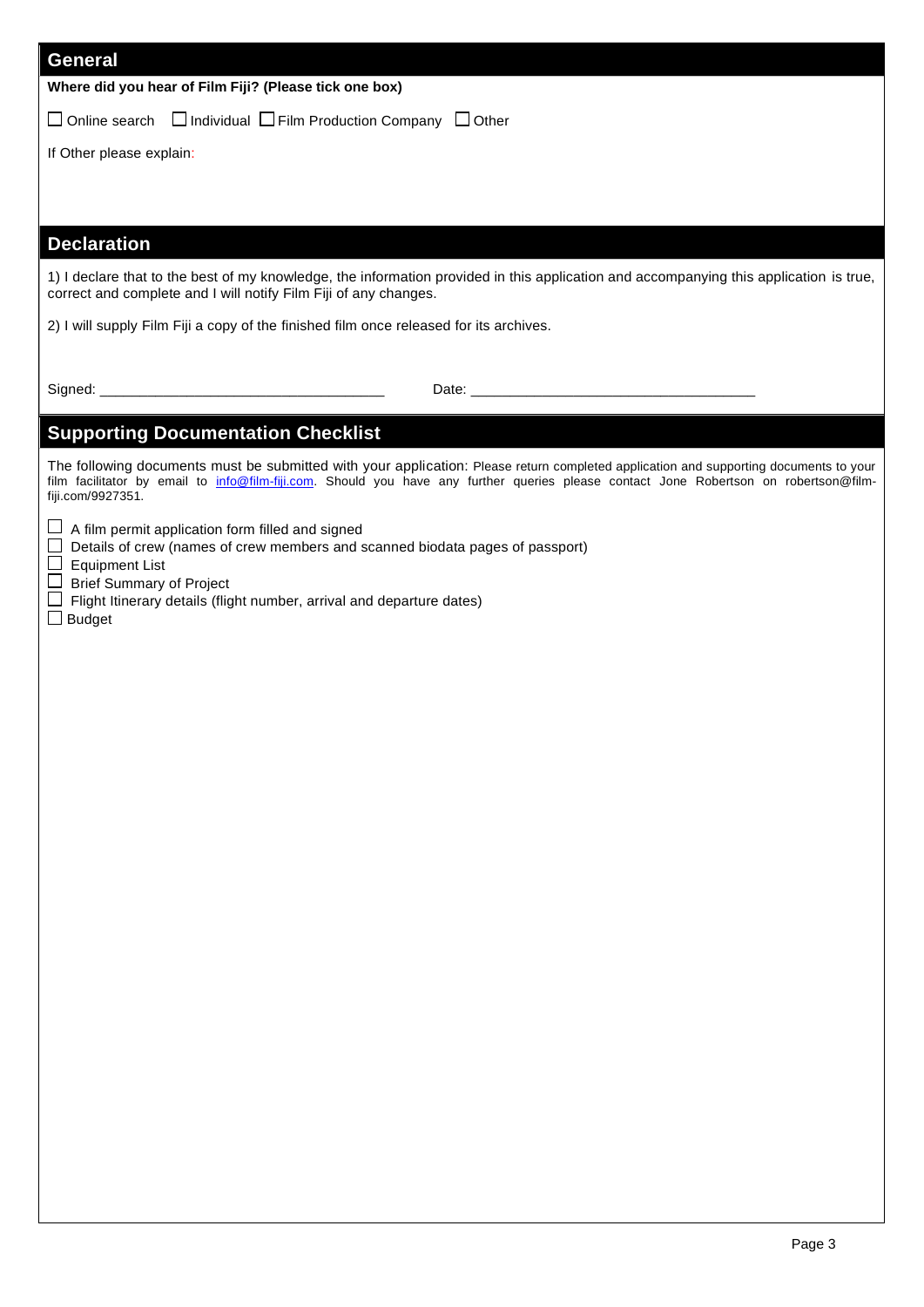## General

**Where did you hear of Film Fiji? (Please tick one box)**

☐ Online search ☐ Individual ☐ Film Production Company ☐ Other

If Other please explain:

## Declaration

1) I declare that to the best of my knowledge, the information provided in this application and accompanying this application is true, correct and complete and I will notify Film Fiji of any changes.

2) I will supply Film Fiji a copy of the finished film once released for its archives.

Signed: ___________________________________ Date: ___________________________________

## Supporting Documentation Checklist

The following documents must be submitted with your application: Please return completed application and supporting documents to your film facilitator by email to info@film-fiji.com. Should you have any further queries please contact Jone Robertson on robertson@film-fiji.com/9927351.

☐ A film permit application form filled and signed
☐ Details of crew (names of crew members and scanned biodata pages of passport)
☐ Equipment List
☐ Brief Summary of Project
☐ Flight Itinerary details (flight number, arrival and departure dates)
☐ Budget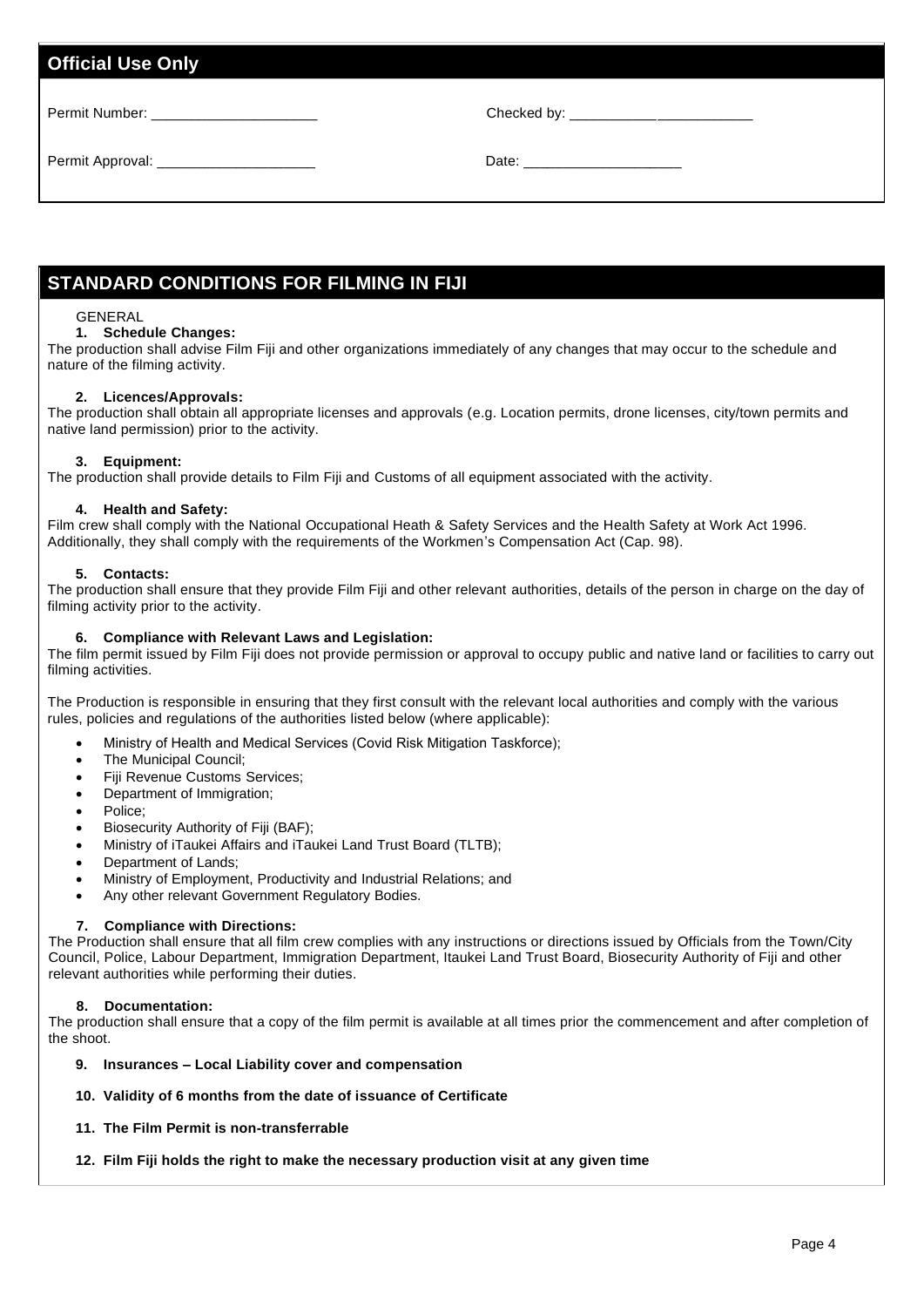## Official Use Only

Permit Number: ____________________

Checked by: ________________________

Permit Approval: ___________________

Date: ____________________

## STANDARD CONDITIONS FOR FILMING IN FIJI

GENERAL

1. **Schedule Changes:**

The production shall advise Film Fiji and other organizations immediately of any changes that may occur to the schedule and nature of the filming activity.

2. **Licences/Approvals:**

The production shall obtain all appropriate licenses and approvals (e.g. Location permits, drone licenses, city/town permits and native land permission) prior to the activity.

3. **Equipment:**

The production shall provide details to Film Fiji and Customs of all equipment associated with the activity.

4. **Health and Safety:**

Film crew shall comply with the National Occupational Heath & Safety Services and the Health Safety at Work Act 1996. Additionally, they shall comply with the requirements of the Workmen's Compensation Act (Cap. 98).

5. **Contacts:**

The production shall ensure that they provide Film Fiji and other relevant authorities, details of the person in charge on the day of filming activity prior to the activity.

6. **Compliance with Relevant Laws and Legislation:**

The film permit issued by Film Fiji does not provide permission or approval to occupy public and native land or facilities to carry out filming activities.

The Production is responsible in ensuring that they first consult with the relevant local authorities and comply with the various rules, policies and regulations of the authorities listed below (where applicable):

- Ministry of Health and Medical Services (Covid Risk Mitigation Taskforce);
- The Municipal Council;
- Fiji Revenue Customs Services;
- Department of Immigration;
- Police;
- Biosecurity Authority of Fiji (BAF);
- Ministry of iTaukei Affairs and iTaukei Land Trust Board (TLTB);
- Department of Lands;
- Ministry of Employment, Productivity and Industrial Relations; and
- Any other relevant Government Regulatory Bodies.

7. **Compliance with Directions:**

The Production shall ensure that all film crew complies with any instructions or directions issued by Officials from the Town/City Council, Police, Labour Department, Immigration Department, Itaukei Land Trust Board, Biosecurity Authority of Fiji and other relevant authorities while performing their duties.

8. **Documentation:**

The production shall ensure that a copy of the film permit is available at all times prior the commencement and after completion of the shoot.

9. **Insurances – Local Liability cover and compensation**

10. **Validity of 6 months from the date of issuance of Certificate**

11. **The Film Permit is non-transferrable**

12. **Film Fiji holds the right to make the necessary production visit at any given time**